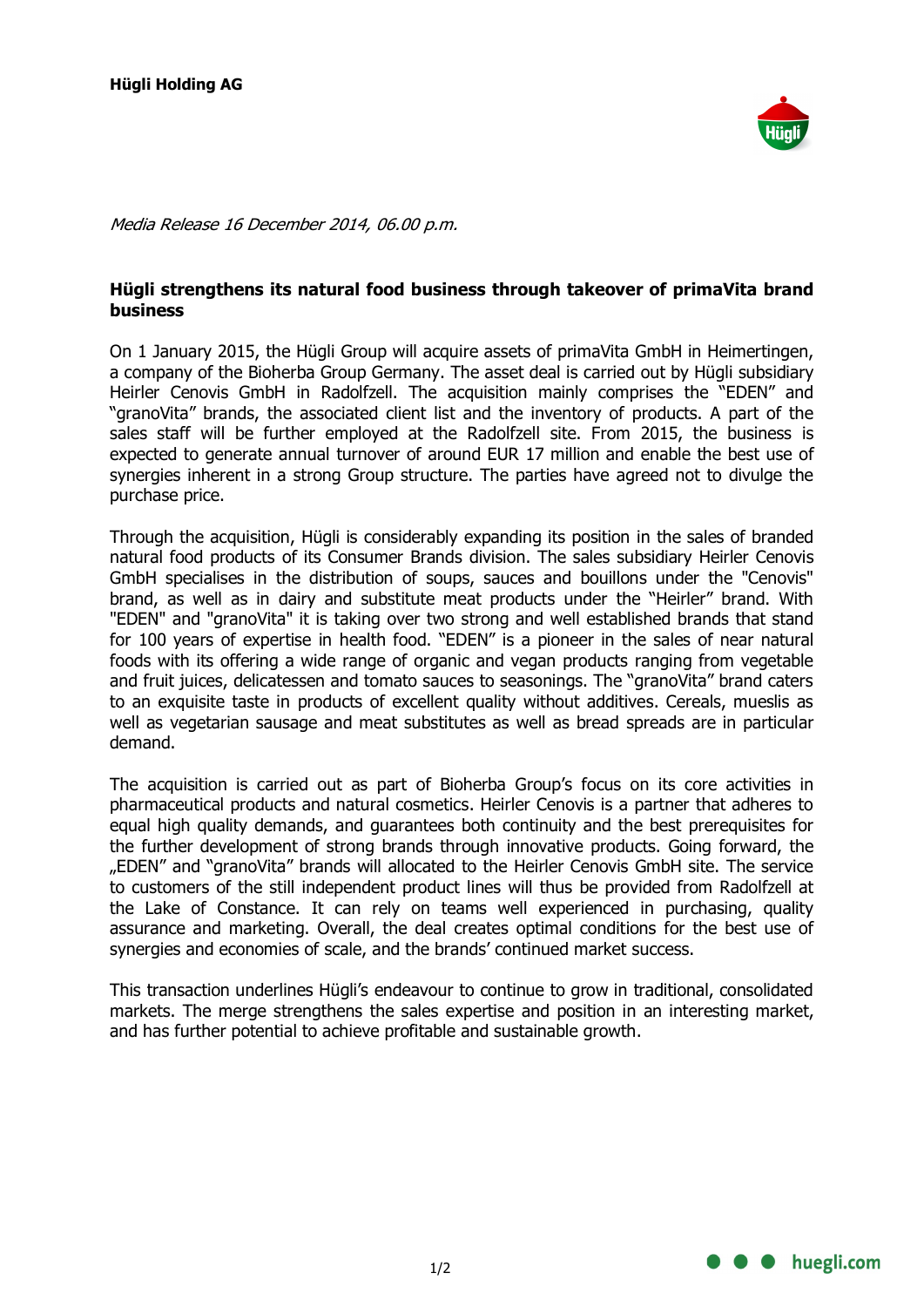**Hügli Holding AG**

*Media Release 16 December 2014, 06.00 p.m.*

## Hügli strengthens its natural food business through takeover of primaVita brand business

On 1 January 2015, the Hügli Group will acquire assets of primaVita GmbH in Heimertingen, a company of the Bioherba Group Germany. The asset deal is carried out by Hügli subsidiary Heirler Cenovis GmbH in Radolfzell. The acquisition mainly comprises the "EDEN" and "granoVita" brands, the associated client list and the inventory of products. A part of the sales staff will be further employed at the Radolfzell site. From 2015, the business is expected to generate annual turnover of around EUR 17 million and enable the best use of synergies inherent in a strong Group structure. The parties have agreed not to divulge the purchase price.

Through the acquisition, Hügli is considerably expanding its position in the sales of branded natural food products of its Consumer Brands division. The sales subsidiary Heirler Cenovis GmbH specialises in the distribution of soups, sauces and bouillons under the "Cenovis" brand, as well as in dairy and substitute meat products under the "Heirler" brand. With "EDEN" and "granoVita" it is taking over two strong and well established brands that stand for 100 years of expertise in health food. "EDEN" is a pioneer in the sales of near natural foods with its offering a wide range of organic and vegan products ranging from vegetable and fruit juices, delicatessen and tomato sauces to seasonings. The "granoVita" brand caters to an exquisite taste in products of excellent quality without additives. Cereals, mueslis as well as vegetarian sausage and meat substitutes as well as bread spreads are in particular demand.

The acquisition is carried out as part of Bioherba Group's focus on its core activities in pharmaceutical products and natural cosmetics. Heirler Cenovis is a partner that adheres to equal high quality demands, and guarantees both continuity and the best prerequisites for the further development of strong brands through innovative products. Going forward, the „EDEN" and "granoVita" brands will allocated to the Heirler Cenovis GmbH site. The service to customers of the still independent product lines will thus be provided from Radolfzell at the Lake of Constance. It can rely on teams well experienced in purchasing, quality assurance and marketing. Overall, the deal creates optimal conditions for the best use of synergies and economies of scale, and the brands' continued market success.

This transaction underlines Hügli's endeavour to continue to grow in traditional, consolidated markets. The merge strengthens the sales expertise and position in an interesting market, and has further potential to achieve profitable and sustainable growth.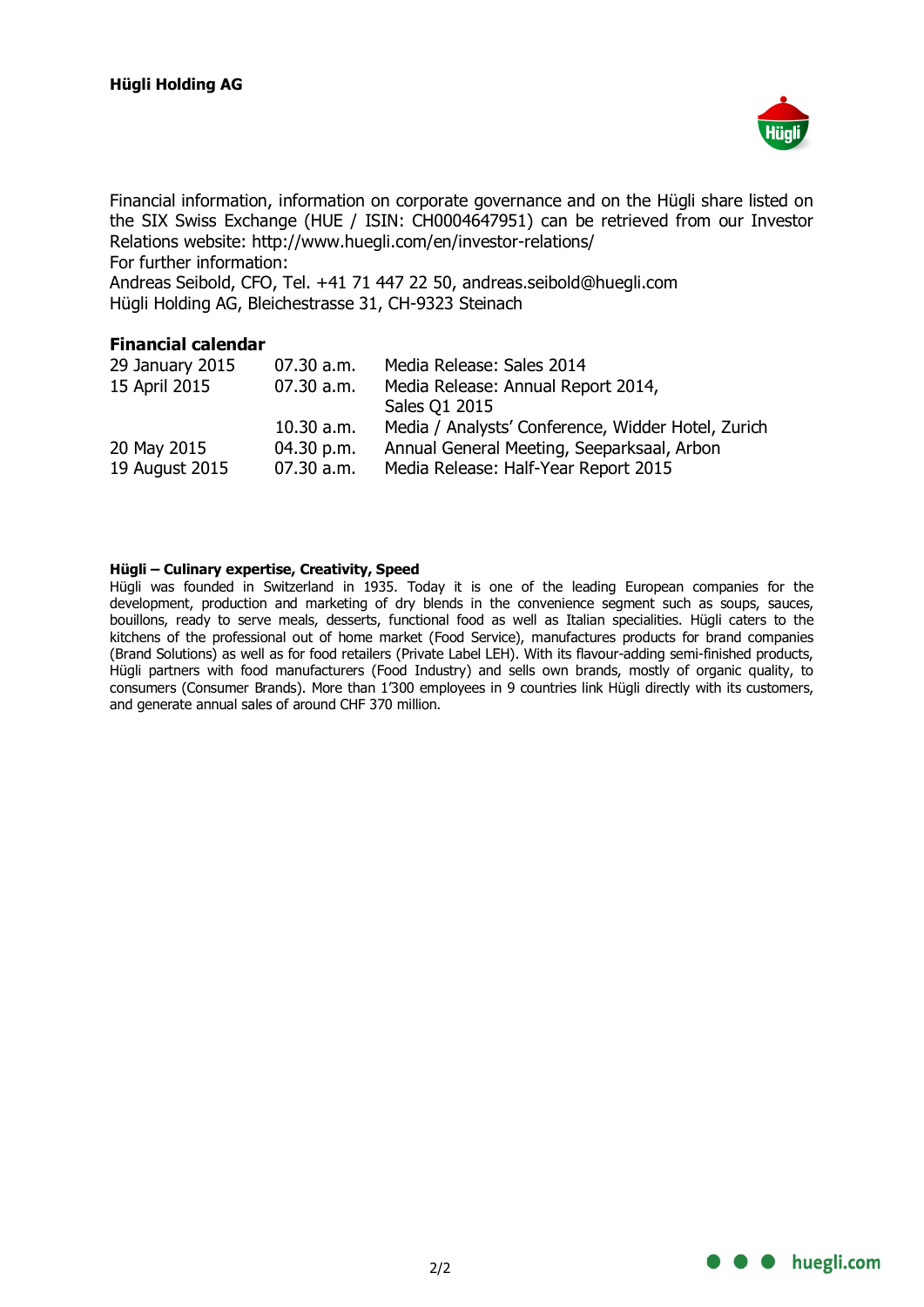**Hügli Holding AG**

Financial information, information on corporate governance and on the Hügli share listed on the SIX Swiss Exchange (HUE / ISIN: CH0004647951) can be retrieved from our Investor Relations website: http://www.huegli.com/en/investor-relations/
For further information:
Andreas Seibold, CFO, Tel. +41 71 447 22 50, andreas.seibold@huegli.com
Hügli Holding AG, Bleichestrasse 31, CH-9323 Steinach

## Financial calendar

| | | |
|---|---|---|
| 29 January 2015 | 07.30 a.m. | Media Release: Sales 2014 |
| 15 April 2015 | 07.30 a.m. | Media Release: Annual Report 2014, Sales Q1 2015 |
| | 10.30 a.m. | Media / Analysts' Conference, Widder Hotel, Zurich |
| 20 May 2015 | 04.30 p.m. | Annual General Meeting, Seeparksaal, Arbon |
| 19 August 2015 | 07.30 a.m. | Media Release: Half-Year Report 2015 |

**Hügli – Culinary expertise, Creativity, Speed**
Hügli was founded in Switzerland in 1935. Today it is one of the leading European companies for the development, production and marketing of dry blends in the convenience segment such as soups, sauces, bouillons, ready to serve meals, desserts, functional food as well as Italian specialities. Hügli caters to the kitchens of the professional out of home market (Food Service), manufactures products for brand companies (Brand Solutions) as well as for food retailers (Private Label LEH). With its flavour-adding semi-finished products, Hügli partners with food manufacturers (Food Industry) and sells own brands, mostly of organic quality, to consumers (Consumer Brands). More than 1'300 employees in 9 countries link Hügli directly with its customers, and generate annual sales of around CHF 370 million.